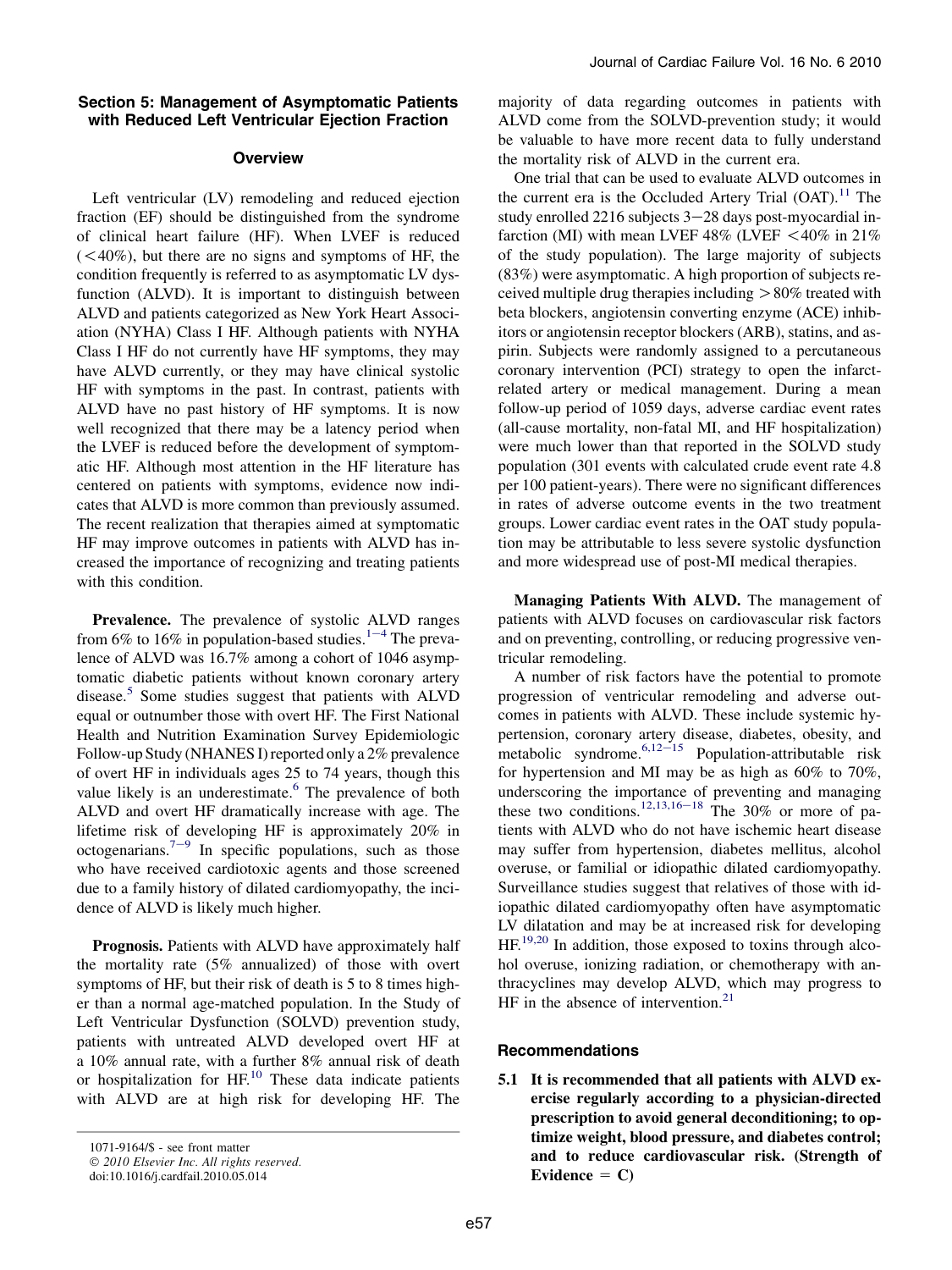## Section 5: Management of Asymptomatic Patients with Reduced Left Ventricular Ejection Fraction

### Overview

Left ventricular (LV) remodeling and reduced ejection fraction (EF) should be distinguished from the syndrome of clinical heart failure (HF). When LVEF is reduced (<40%), but there are no signs and symptoms of HF, the condition frequently is referred to as asymptomatic LV dysfunction (ALVD). It is important to distinguish between ALVD and patients categorized as New York Heart Association (NYHA) Class I HF. Although patients with NYHA Class I HF do not currently have HF symptoms, they may have ALVD currently, or they may have clinical systolic HF with symptoms in the past. In contrast, patients with ALVD have no past history of HF symptoms. It is now well recognized that there may be a latency period when the LVEF is reduced before the development of symptomatic HF. Although most attention in the HF literature has centered on patients with symptoms, evidence now indicates that ALVD is more common than previously assumed. The recent realization that therapies aimed at symptomatic HF may improve outcomes in patients with ALVD has increased the importance of recognizing and treating patients with this condition.

**Prevalence.** The prevalence of systolic ALVD ranges from 6% to 16% in population-based studies.[1−4] The prevalence of ALVD was 16.7% among a cohort of 1046 asymptomatic diabetic patients without known coronary artery disease.[5] Some studies suggest that patients with ALVD equal or outnumber those with overt HF. The First National Health and Nutrition Examination Survey Epidemiologic Follow-up Study (NHANES I) reported only a 2% prevalence of overt HF in individuals ages 25 to 74 years, though this value likely is an underestimate.[6] The prevalence of both ALVD and overt HF dramatically increase with age. The lifetime risk of developing HF is approximately 20% in octogenarians.[7−9] In specific populations, such as those who have received cardiotoxic agents and those screened due to a family history of dilated cardiomyopathy, the incidence of ALVD is likely much higher.

**Prognosis.** Patients with ALVD have approximately half the mortality rate (5% annualized) of those with overt symptoms of HF, but their risk of death is 5 to 8 times higher than a normal age-matched population. In the Study of Left Ventricular Dysfunction (SOLVD) prevention study, patients with untreated ALVD developed overt HF at a 10% annual rate, with a further 8% annual risk of death or hospitalization for HF.[10] These data indicate patients with ALVD are at high risk for developing HF. The majority of data regarding outcomes in patients with ALVD come from the SOLVD-prevention study; it would be valuable to have more recent data to fully understand the mortality risk of ALVD in the current era.

One trial that can be used to evaluate ALVD outcomes in the current era is the Occluded Artery Trial (OAT).[11] The study enrolled 2216 subjects 3−28 days post-myocardial infarction (MI) with mean LVEF 48% (LVEF <40% in 21% of the study population). The large majority of subjects (83%) were asymptomatic. A high proportion of subjects received multiple drug therapies including >80% treated with beta blockers, angiotensin converting enzyme (ACE) inhibitors or angiotensin receptor blockers (ARB), statins, and aspirin. Subjects were randomly assigned to a percutaneous coronary intervention (PCI) strategy to open the infarct-related artery or medical management. During a mean follow-up period of 1059 days, adverse cardiac event rates (all-cause mortality, non-fatal MI, and HF hospitalization) were much lower than that reported in the SOLVD study population (301 events with calculated crude event rate 4.8 per 100 patient-years). There were no significant differences in rates of adverse outcome events in the two treatment groups. Lower cardiac event rates in the OAT study population may be attributable to less severe systolic dysfunction and more widespread use of post-MI medical therapies.

**Managing Patients With ALVD.** The management of patients with ALVD focuses on cardiovascular risk factors and on preventing, controlling, or reducing progressive ventricular remodeling.

A number of risk factors have the potential to promote progression of ventricular remodeling and adverse outcomes in patients with ALVD. These include systemic hypertension, coronary artery disease, diabetes, obesity, and metabolic syndrome.[6,12−15] Population-attributable risk for hypertension and MI may be as high as 60% to 70%, underscoring the importance of preventing and managing these two conditions.[12,13,16−18] The 30% or more of patients with ALVD who do not have ischemic heart disease may suffer from hypertension, diabetes mellitus, alcohol overuse, or familial or idiopathic dilated cardiomyopathy. Surveillance studies suggest that relatives of those with idiopathic dilated cardiomyopathy often have asymptomatic LV dilatation and may be at increased risk for developing HF.[19,20] In addition, those exposed to toxins through alcohol overuse, ionizing radiation, or chemotherapy with anthracyclines may develop ALVD, which may progress to HF in the absence of intervention.[21]

### Recommendations

**5.1 It is recommended that all patients with ALVD exercise regularly according to a physician-directed prescription to avoid general deconditioning; to optimize weight, blood pressure, and diabetes control; and to reduce cardiovascular risk. (Strength of Evidence = C)**

1071-9164/$ - see front matter
© 2010 Elsevier Inc. All rights reserved.
doi:10.1016/j.cardfail.2010.05.014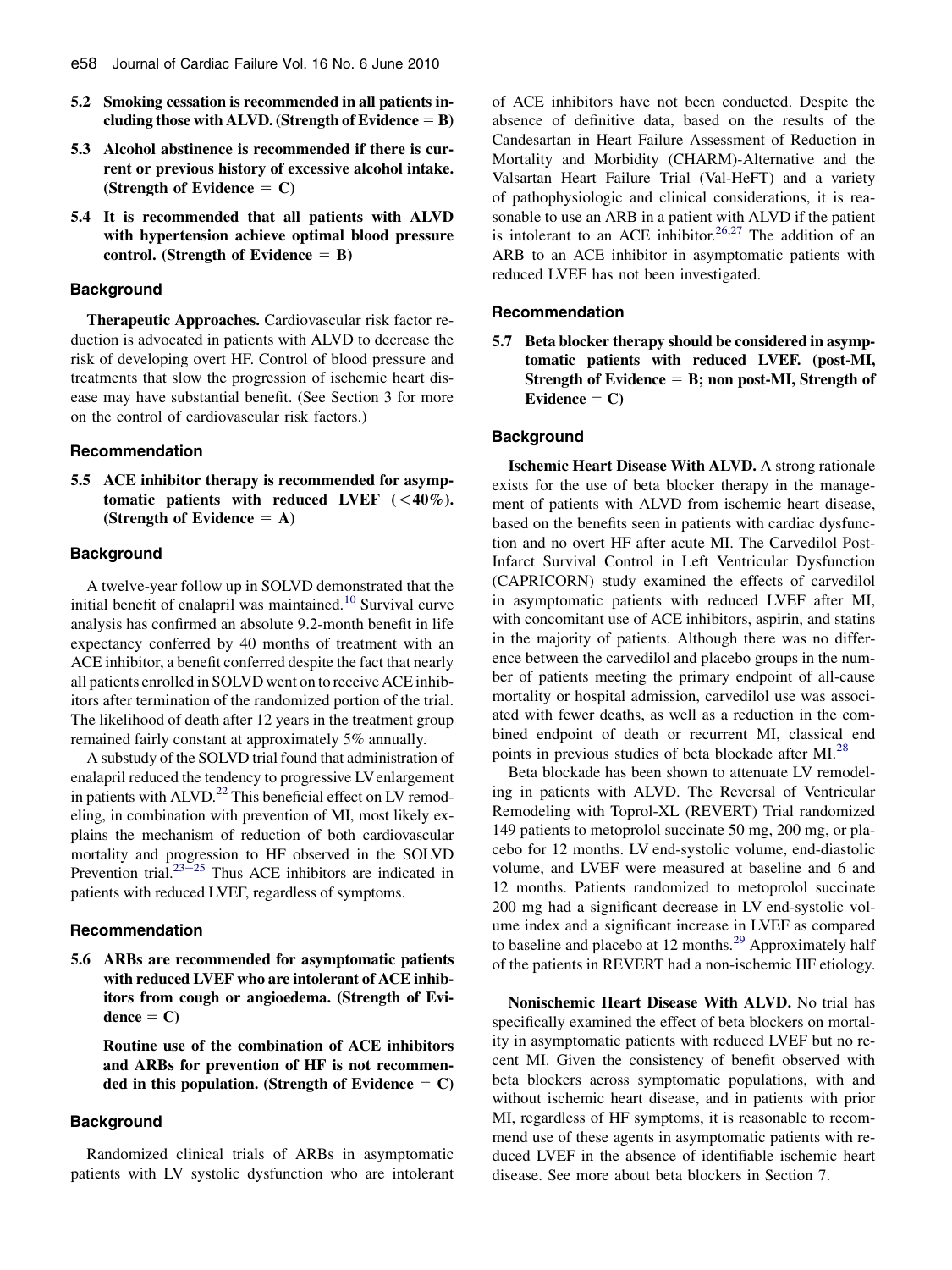**5.2 Smoking cessation is recommended in all patients including those with ALVD. (Strength of Evidence = B)**

**5.3 Alcohol abstinence is recommended if there is current or previous history of excessive alcohol intake. (Strength of Evidence = C)**

**5.4 It is recommended that all patients with ALVD with hypertension achieve optimal blood pressure control. (Strength of Evidence = B)**

### Background

**Therapeutic Approaches.** Cardiovascular risk factor reduction is advocated in patients with ALVD to decrease the risk of developing overt HF. Control of blood pressure and treatments that slow the progression of ischemic heart disease may have substantial benefit. (See Section 3 for more on the control of cardiovascular risk factors.)

### Recommendation

**5.5 ACE inhibitor therapy is recommended for asymptomatic patients with reduced LVEF (<40%). (Strength of Evidence = A)**

### Background

A twelve-year follow up in SOLVD demonstrated that the initial benefit of enalapril was maintained.[10] Survival curve analysis has confirmed an absolute 9.2-month benefit in life expectancy conferred by 40 months of treatment with an ACE inhibitor, a benefit conferred despite the fact that nearly all patients enrolled in SOLVD went on to receive ACE inhibitors after termination of the randomized portion of the trial. The likelihood of death after 12 years in the treatment group remained fairly constant at approximately 5% annually.

A substudy of the SOLVD trial found that administration of enalapril reduced the tendency to progressive LV enlargement in patients with ALVD.[22] This beneficial effect on LV remodeling, in combination with prevention of MI, most likely explains the mechanism of reduction of both cardiovascular mortality and progression to HF observed in the SOLVD Prevention trial.[23–25] Thus ACE inhibitors are indicated in patients with reduced LVEF, regardless of symptoms.

### Recommendation

**5.6 ARBs are recommended for asymptomatic patients with reduced LVEF who are intolerant of ACE inhibitors from cough or angioedema. (Strength of Evidence = C)**

**Routine use of the combination of ACE inhibitors and ARBs for prevention of HF is not recommended in this population. (Strength of Evidence = C)**

### Background

Randomized clinical trials of ARBs in asymptomatic patients with LV systolic dysfunction who are intolerant of ACE inhibitors have not been conducted. Despite the absence of definitive data, based on the results of the Candesartan in Heart Failure Assessment of Reduction in Mortality and Morbidity (CHARM)-Alternative and the Valsartan Heart Failure Trial (Val-HeFT) and a variety of pathophysiologic and clinical considerations, it is reasonable to use an ARB in a patient with ALVD if the patient is intolerant to an ACE inhibitor.[26,27] The addition of an ARB to an ACE inhibitor in asymptomatic patients with reduced LVEF has not been investigated.

### Recommendation

**5.7 Beta blocker therapy should be considered in asymptomatic patients with reduced LVEF. (post-MI, Strength of Evidence = B; non post-MI, Strength of Evidence = C)**

### Background

**Ischemic Heart Disease With ALVD.** A strong rationale exists for the use of beta blocker therapy in the management of patients with ALVD from ischemic heart disease, based on the benefits seen in patients with cardiac dysfunction and no overt HF after acute MI. The Carvedilol Post-Infarct Survival Control in Left Ventricular Dysfunction (CAPRICORN) study examined the effects of carvedilol in asymptomatic patients with reduced LVEF after MI, with concomitant use of ACE inhibitors, aspirin, and statins in the majority of patients. Although there was no difference between the carvedilol and placebo groups in the number of patients meeting the primary endpoint of all-cause mortality or hospital admission, carvedilol use was associated with fewer deaths, as well as a reduction in the combined endpoint of death or recurrent MI, classical end points in previous studies of beta blockade after MI.[28]

Beta blockade has been shown to attenuate LV remodeling in patients with ALVD. The Reversal of Ventricular Remodeling with Toprol-XL (REVERT) Trial randomized 149 patients to metoprolol succinate 50 mg, 200 mg, or placebo for 12 months. LV end-systolic volume, end-diastolic volume, and LVEF were measured at baseline and 6 and 12 months. Patients randomized to metoprolol succinate 200 mg had a significant decrease in LV end-systolic volume index and a significant increase in LVEF as compared to baseline and placebo at 12 months.[29] Approximately half of the patients in REVERT had a non-ischemic HF etiology.

**Nonischemic Heart Disease With ALVD.** No trial has specifically examined the effect of beta blockers on mortality in asymptomatic patients with reduced LVEF but no recent MI. Given the consistency of benefit observed with beta blockers across symptomatic populations, with and without ischemic heart disease, and in patients with prior MI, regardless of HF symptoms, it is reasonable to recommend use of these agents in asymptomatic patients with reduced LVEF in the absence of identifiable ischemic heart disease. See more about beta blockers in Section 7.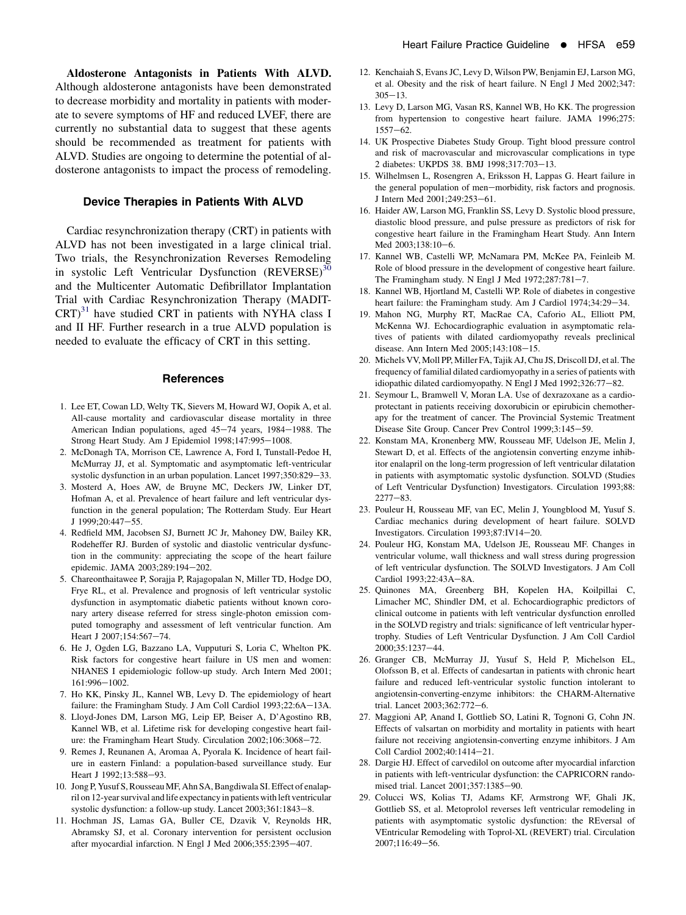**Aldosterone Antagonists in Patients With ALVD.** Although aldosterone antagonists have been demonstrated to decrease morbidity and mortality in patients with moderate to severe symptoms of HF and reduced LVEF, there are currently no substantial data to suggest that these agents should be recommended as treatment for patients with ALVD. Studies are ongoing to determine the potential of aldosterone antagonists to impact the process of remodeling.

### Device Therapies in Patients With ALVD

Cardiac resynchronization therapy (CRT) in patients with ALVD has not been investigated in a large clinical trial. Two trials, the Resynchronization Reverses Remodeling in systolic Left Ventricular Dysfunction (REVERSE)[30] and the Multicenter Automatic Defibrillator Implantation Trial with Cardiac Resynchronization Therapy (MADIT-CRT)[31] have studied CRT in patients with NYHA class I and II HF. Further research in a true ALVD population is needed to evaluate the efficacy of CRT in this setting.

### References

1. Lee ET, Cowan LD, Welty TK, Sievers M, Howard WJ, Oopik A, et al. All-cause mortality and cardiovascular disease mortality in three American Indian populations, aged 45–74 years, 1984–1988. The Strong Heart Study. Am J Epidemiol 1998;147:995–1008.
2. McDonagh TA, Morrison CE, Lawrence A, Ford I, Tunstall-Pedoe H, McMurray JJ, et al. Symptomatic and asymptomatic left-ventricular systolic dysfunction in an urban population. Lancet 1997;350:829–33.
3. Mosterd A, Hoes AW, de Bruyne MC, Deckers JW, Linker DT, Hofman A, et al. Prevalence of heart failure and left ventricular dysfunction in the general population; The Rotterdam Study. Eur Heart J 1999;20:447–55.
4. Redfield MM, Jacobsen SJ, Burnett JC Jr, Mahoney DW, Bailey KR, Rodeheffer RJ. Burden of systolic and diastolic ventricular dysfunction in the community: appreciating the scope of the heart failure epidemic. JAMA 2003;289:194–202.
5. Chareonthaitawee P, Sorajja P, Rajagopalan N, Miller TD, Hodge DO, Frye RL, et al. Prevalence and prognosis of left ventricular systolic dysfunction in asymptomatic diabetic patients without known coronary artery disease referred for stress single-photon emission computed tomography and assessment of left ventricular function. Am Heart J 2007;154:567–74.
6. He J, Ogden LG, Bazzano LA, Vupputuri S, Loria C, Whelton PK. Risk factors for congestive heart failure in US men and women: NHANES I epidemiologic follow-up study. Arch Intern Med 2001; 161:996–1002.
7. Ho KK, Pinsky JL, Kannel WB, Levy D. The epidemiology of heart failure: the Framingham Study. J Am Coll Cardiol 1993;22:6A–13A.
8. Lloyd-Jones DM, Larson MG, Leip EP, Beiser A, D'Agostino RB, Kannel WB, et al. Lifetime risk for developing congestive heart failure: the Framingham Heart Study. Circulation 2002;106:3068–72.
9. Remes J, Reunanen A, Aromaa A, Pyorala K. Incidence of heart failure in eastern Finland: a population-based surveillance study. Eur Heart J 1992;13:588–93.
10. Jong P, Yusuf S, Rousseau MF, Ahn SA, Bangdiwala SI. Effect of enalapril on 12-year survival and life expectancy in patients with left ventricular systolic dysfunction: a follow-up study. Lancet 2003;361:1843–8.
11. Hochman JS, Lamas GA, Buller CE, Dzavik V, Reynolds HR, Abramsky SJ, et al. Coronary intervention for persistent occlusion after myocardial infarction. N Engl J Med 2006;355:2395–407.
12. Kenchaiah S, Evans JC, Levy D, Wilson PW, Benjamin EJ, Larson MG, et al. Obesity and the risk of heart failure. N Engl J Med 2002;347: 305–13.
13. Levy D, Larson MG, Vasan RS, Kannel WB, Ho KK. The progression from hypertension to congestive heart failure. JAMA 1996;275: 1557–62.
14. UK Prospective Diabetes Study Group. Tight blood pressure control and risk of macrovascular and microvascular complications in type 2 diabetes: UKPDS 38. BMJ 1998;317:703–13.
15. Wilhelmsen L, Rosengren A, Eriksson H, Lappas G. Heart failure in the general population of men–morbidity, risk factors and prognosis. J Intern Med 2001;249:253–61.
16. Haider AW, Larson MG, Franklin SS, Levy D. Systolic blood pressure, diastolic blood pressure, and pulse pressure as predictors of risk for congestive heart failure in the Framingham Heart Study. Ann Intern Med 2003;138:10–6.
17. Kannel WB, Castelli WP, McNamara PM, McKee PA, Feinleib M. Role of blood pressure in the development of congestive heart failure. The Framingham study. N Engl J Med 1972;287:781–7.
18. Kannel WB, Hjortland M, Castelli WP. Role of diabetes in congestive heart failure: the Framingham study. Am J Cardiol 1974;34:29–34.
19. Mahon NG, Murphy RT, MacRae CA, Caforio AL, Elliott PM, McKenna WJ. Echocardiographic evaluation in asymptomatic relatives of patients with dilated cardiomyopathy reveals preclinical disease. Ann Intern Med 2005;143:108–15.
20. Michels VV, Moll PP, Miller FA, Tajik AJ, Chu JS, Driscoll DJ, et al. The frequency of familial dilated cardiomyopathy in a series of patients with idiopathic dilated cardiomyopathy. N Engl J Med 1992;326:77–82.
21. Seymour L, Bramwell V, Moran LA. Use of dexrazoxane as a cardioprotectant in patients receiving doxorubicin or epirubicin chemotherapy for the treatment of cancer. The Provincial Systemic Treatment Disease Site Group. Cancer Prev Control 1999;3:145–59.
22. Konstam MA, Kronenberg MW, Rousseau MF, Udelson JE, Melin J, Stewart D, et al. Effects of the angiotensin converting enzyme inhibitor enalapril on the long-term progression of left ventricular dilatation in patients with asymptomatic systolic dysfunction. SOLVD (Studies of Left Ventricular Dysfunction) Investigators. Circulation 1993;88: 2277–83.
23. Pouleur H, Rousseau MF, van EC, Melin J, Youngblood M, Yusuf S. Cardiac mechanics during development of heart failure. SOLVD Investigators. Circulation 1993;87:IV14–20.
24. Pouleur HG, Konstam MA, Udelson JE, Rousseau MF. Changes in ventricular volume, wall thickness and wall stress during progression of left ventricular dysfunction. The SOLVD Investigators. J Am Coll Cardiol 1993;22:43A–8A.
25. Quinones MA, Greenberg BH, Kopelen HA, Koilpillai C, Limacher MC, Shindler DM, et al. Echocardiographic predictors of clinical outcome in patients with left ventricular dysfunction enrolled in the SOLVD registry and trials: significance of left ventricular hypertrophy. Studies of Left Ventricular Dysfunction. J Am Coll Cardiol 2000;35:1237–44.
26. Granger CB, McMurray JJ, Yusuf S, Held P, Michelson EL, Olofsson B, et al. Effects of candesartan in patients with chronic heart failure and reduced left-ventricular systolic function intolerant to angiotensin-converting-enzyme inhibitors: the CHARM-Alternative trial. Lancet 2003;362:772–6.
27. Maggioni AP, Anand I, Gottlieb SO, Latini R, Tognoni G, Cohn JN. Effects of valsartan on morbidity and mortality in patients with heart failure not receiving angiotensin-converting enzyme inhibitors. J Am Coll Cardiol 2002;40:1414–21.
28. Dargie HJ. Effect of carvedilol on outcome after myocardial infarction in patients with left-ventricular dysfunction: the CAPRICORN randomised trial. Lancet 2001;357:1385–90.
29. Colucci WS, Kolias TJ, Adams KF, Armstrong WF, Ghali JK, Gottlieb SS, et al. Metoprolol reverses left ventricular remodeling in patients with asymptomatic systolic dysfunction: the REversal of VEntricular Remodeling with Toprol-XL (REVERT) trial. Circulation 2007;116:49–56.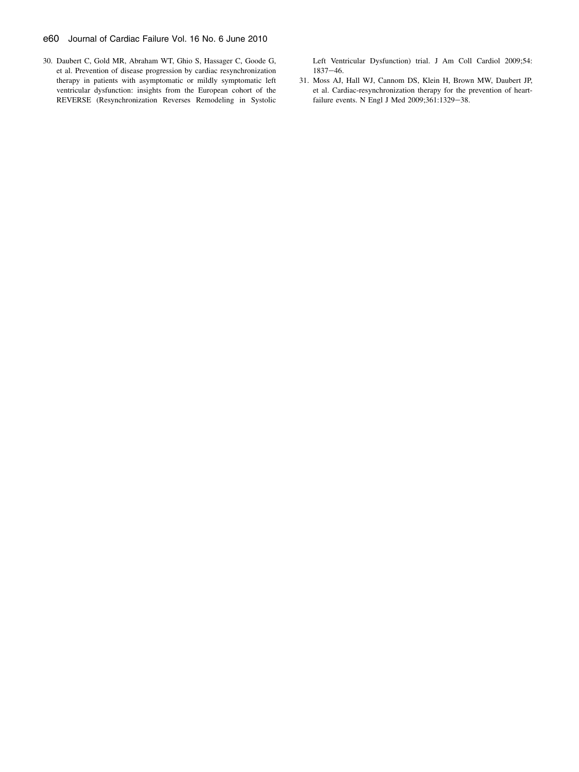30. Daubert C, Gold MR, Abraham WT, Ghio S, Hassager C, Goode G, et al. Prevention of disease progression by cardiac resynchronization therapy in patients with asymptomatic or mildly symptomatic left ventricular dysfunction: insights from the European cohort of the REVERSE (Resynchronization Reverses Remodeling in Systolic Left Ventricular Dysfunction) trial. J Am Coll Cardiol 2009;54: 1837–46.
31. Moss AJ, Hall WJ, Cannom DS, Klein H, Brown MW, Daubert JP, et al. Cardiac-resynchronization therapy for the prevention of heart-failure events. N Engl J Med 2009;361:1329–38.